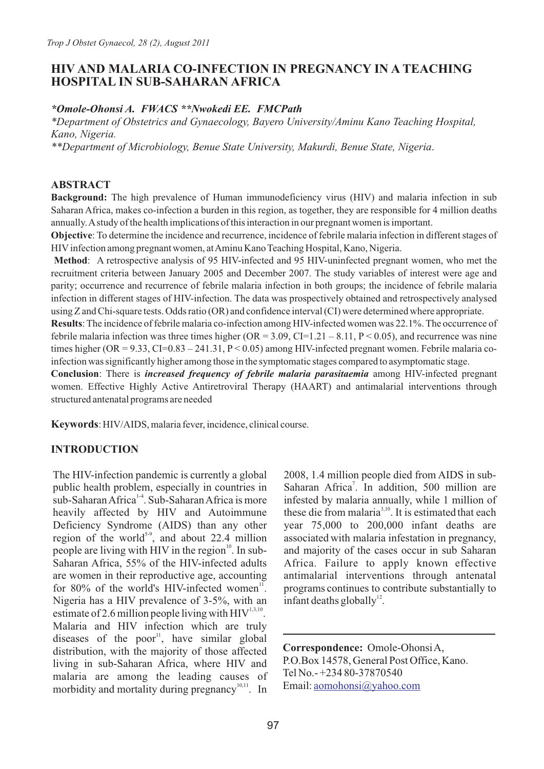# HIV AND MALARIA CO-INFECTION IN PREGNANCY IN A TEACHING HOSPITAL IN SUB-SAHARAN AFRICA

***Omole-Ohonsi A. FWACS \*\*Nwokedi EE. FMCPath***

*\*Department of Obstetrics and Gynaecology, Bayero University/Aminu Kano Teaching Hospital, Kano, Nigeria.*

*\*\*Department of Microbiology, Benue State University, Makurdi, Benue State, Nigeria.*

## ABSTRACT

**Background:** The high prevalence of Human immunodeficiency virus (HIV) and malaria infection in sub Saharan Africa, makes co-infection a burden in this region, as together, they are responsible for 4 million deaths annually. A study of the health implications of this interaction in our pregnant women is important.

**Objective**: To determine the incidence and recurrence, incidence of febrile malaria infection in different stages of HIV infection among pregnant women, at Aminu Kano Teaching Hospital, Kano, Nigeria.

**Method**: A retrospective analysis of 95 HIV-infected and 95 HIV-uninfected pregnant women, who met the recruitment criteria between January 2005 and December 2007. The study variables of interest were age and parity; occurrence and recurrence of febrile malaria infection in both groups; the incidence of febrile malaria infection in different stages of HIV-infection. The data was prospectively obtained and retrospectively analysed using Z and Chi-square tests. Odds ratio (OR) and confidence interval (CI) were determined where appropriate.

**Results**: The incidence of febrile malaria co-infection among HIV-infected women was 22.1%. The occurrence of febrile malaria infection was three times higher (OR = 3.09, CI=1.21 – 8.11, $P < 0.05$), and recurrence was nine times higher (OR = 9.33, CI=0.83 – 241.31, $P < 0.05$) among HIV-infected pregnant women. Febrile malaria co-infection was significantly higher among those in the symptomatic stages compared to asymptomatic stage.

**Conclusion**: There is ***increased frequency of febrile malaria parasitaemia*** among HIV-infected pregnant women. Effective Highly Active Antiretroviral Therapy (HAART) and antimalarial interventions through structured antenatal programs are needed

**Keywords**: HIV/AIDS, malaria fever, incidence, clinical course.

## INTRODUCTION

The HIV-infection pandemic is currently a global public health problem, especially in countries in sub-Saharan Africa[1-4]. Sub-Saharan Africa is more heavily affected by HIV and Autoimmune Deficiency Syndrome (AIDS) than any other region of the world[5-9], and about 22.4 million people are living with HIV in the region[10]. In sub-Saharan Africa, 55% of the HIV-infected adults are women in their reproductive age, accounting for 80% of the world's HIV-infected women[11]. Nigeria has a HIV prevalence of 3-5%, with an estimate of 2.6 million people living with HIV[1,3,10]. Malaria and HIV infection which are truly diseases of the poor[11], have similar global distribution, with the majority of those affected living in sub-Saharan Africa, where HIV and malaria are among the leading causes of morbidity and mortality during pregnancy[10,11]. In 2008, 1.4 million people died from AIDS in sub-Saharan Africa[7]. In addition, 500 million are infested by malaria annually, while 1 million of these die from malaria[3,10]. It is estimated that each year 75,000 to 200,000 infant deaths are associated with malaria infestation in pregnancy, and majority of the cases occur in sub Saharan Africa. Failure to apply known effective antimalarial interventions through antenatal programs continues to contribute substantially to infant deaths globally[12].

**Correspondence:** Omole-Ohonsi A,
P.O.Box 14578, General Post Office, Kano.
Tel No.- +234 80-37870540
Email: aomohonsi@yahoo.com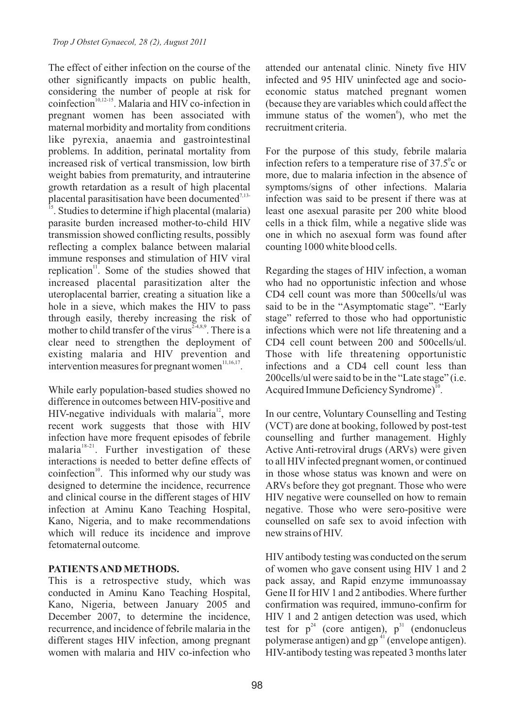The effect of either infection on the course of the other significantly impacts on public health, considering the number of people at risk for coinfection[10,12-15]. Malaria and HIV co-infection in pregnant women has been associated with maternal morbidity and mortality from conditions like pyrexia, anaemia and gastrointestinal problems. In addition, perinatal mortality from increased risk of vertical transmission, low birth weight babies from prematurity, and intrauterine growth retardation as a result of high placental placental parasitisation have been documented[7,13-15]. Studies to determine if high placental (malaria) parasite burden increased mother-to-child HIV transmission showed conflicting results, possibly reflecting a complex balance between malarial immune responses and stimulation of HIV viral replication[11]. Some of the studies showed that increased placental parasitization alter the uteroplacental barrier, creating a situation like a hole in a sieve, which makes the HIV to pass through easily, thereby increasing the risk of mother to child transfer of the virus[2-4,8,9]. There is a clear need to strengthen the deployment of existing malaria and HIV prevention and intervention measures for pregnant women[11,16,17].

While early population-based studies showed no difference in outcomes between HIV-positive and HIV-negative individuals with malaria[12], more recent work suggests that those with HIV infection have more frequent episodes of febrile malaria[18-21]. Further investigation of these interactions is needed to better define effects of coinfection[10]. This informed why our study was designed to determine the incidence, recurrence and clinical course in the different stages of HIV infection at Aminu Kano Teaching Hospital, Kano, Nigeria, and to make recommendations which will reduce its incidence and improve fetomaternal outcome.

## PATIENTS AND METHODS.

This is a retrospective study, which was conducted in Aminu Kano Teaching Hospital, Kano, Nigeria, between January 2005 and December 2007, to determine the incidence, recurrence, and incidence of febrile malaria in the different stages HIV infection, among pregnant women with malaria and HIV co-infection who attended our antenatal clinic. Ninety five HIV infected and 95 HIV uninfected age and socio-economic status matched pregnant women (because they are variables which could affect the immune status of the women[6]), who met the recruitment criteria.

For the purpose of this study, febrile malaria infection refers to a temperature rise of $37.5^{0}$c or more, due to malaria infection in the absence of symptoms/signs of other infections. Malaria infection was said to be present if there was at least one asexual parasite per 200 white blood cells in a thick film, while a negative slide was one in which no asexual form was found after counting 1000 white blood cells.

Regarding the stages of HIV infection, a woman who had no opportunistic infection and whose CD4 cell count was more than 500cells/ul was said to be in the "Asymptomatic stage". "Early stage" referred to those who had opportunistic infections which were not life threatening and a CD4 cell count between 200 and 500cells/ul. Those with life threatening opportunistic infections and a CD4 cell count less than 200cells/ul were said to be in the "Late stage" (i.e. Acquired Immune Deficiency Syndrome)[10].

In our centre, Voluntary Counselling and Testing (VCT) are done at booking, followed by post-test counselling and further management. Highly Active Anti-retroviral drugs (ARVs) were given to all HIV infected pregnant women, or continued in those whose status was known and were on ARVs before they got pregnant. Those who were HIV negative were counselled on how to remain negative. Those who were sero-positive were counselled on safe sex to avoid infection with new strains of HIV.

HIV antibody testing was conducted on the serum of women who gave consent using HIV 1 and 2 pack assay, and Rapid enzyme immunoassay Gene II for HIV 1 and 2 antibodies. Where further confirmation was required, immuno-confirm for HIV 1 and 2 antigen detection was used, which test for $p^{24}$ (core antigen), $p^{31}$ (endonucleus polymerase antigen) and $gp^{41}$ (envelope antigen). HIV-antibody testing was repeated 3 months later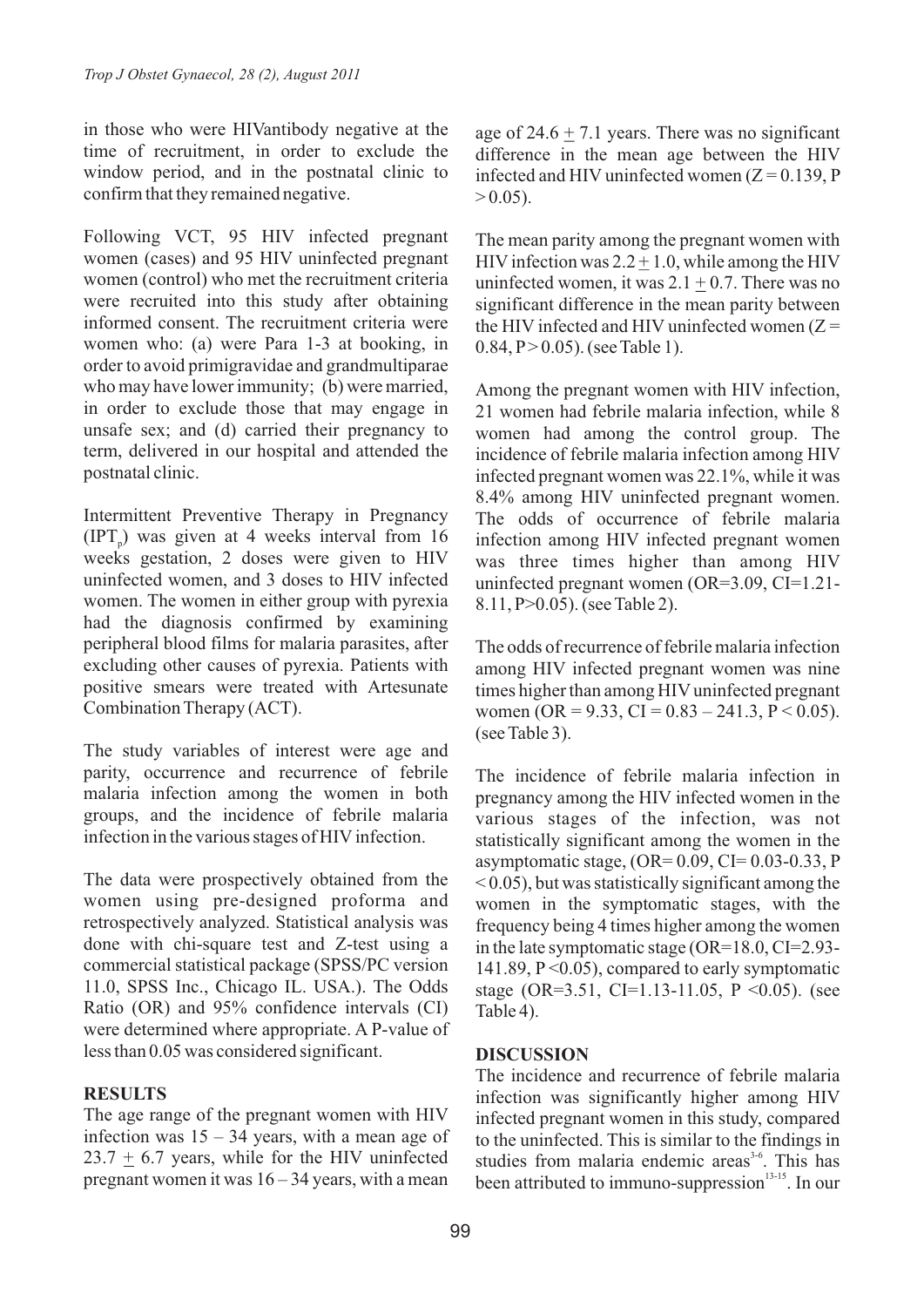in those who were HIVantibody negative at the time of recruitment, in order to exclude the window period, and in the postnatal clinic to confirm that they remained negative.

Following VCT, 95 HIV infected pregnant women (cases) and 95 HIV uninfected pregnant women (control) who met the recruitment criteria were recruited into this study after obtaining informed consent. The recruitment criteria were women who: (a) were Para 1-3 at booking, in order to avoid primigravidae and grandmultiparae who may have lower immunity; (b) were married, in order to exclude those that may engage in unsafe sex; and (d) carried their pregnancy to term, delivered in our hospital and attended the postnatal clinic.

Intermittent Preventive Therapy in Pregnancy ($IPT_p$) was given at 4 weeks interval from 16 weeks gestation, 2 doses were given to HIV uninfected women, and 3 doses to HIV infected women. The women in either group with pyrexia had the diagnosis confirmed by examining peripheral blood films for malaria parasites, after excluding other causes of pyrexia. Patients with positive smears were treated with Artesunate Combination Therapy (ACT).

The study variables of interest were age and parity, occurrence and recurrence of febrile malaria infection among the women in both groups, and the incidence of febrile malaria infection in the various stages of HIV infection.

The data were prospectively obtained from the women using pre-designed proforma and retrospectively analyzed. Statistical analysis was done with chi-square test and Z-test using a commercial statistical package (SPSS/PC version 11.0, SPSS Inc., Chicago IL. USA.). The Odds Ratio (OR) and 95% confidence intervals (CI) were determined where appropriate. A P-value of less than 0.05 was considered significant.

## RESULTS

The age range of the pregnant women with HIV infection was 15 – 34 years, with a mean age of $23.7 \pm 6.7$ years, while for the HIV uninfected pregnant women it was 16 – 34 years, with a mean age of $24.6 \pm 7.1$ years. There was no significant difference in the mean age between the HIV infected and HIV uninfected women ($Z = 0.139$, $P > 0.05$).

The mean parity among the pregnant women with HIV infection was $2.2 \pm 1.0$, while among the HIV uninfected women, it was $2.1 \pm 0.7$. There was no significant difference in the mean parity between the HIV infected and HIV uninfected women ($Z = 0.84$, $P > 0.05$). (see Table 1).

Among the pregnant women with HIV infection, 21 women had febrile malaria infection, while 8 women had among the control group. The incidence of febrile malaria infection among HIV infected pregnant women was 22.1%, while it was 8.4% among HIV uninfected pregnant women. The odds of occurrence of febrile malaria infection among HIV infected pregnant women was three times higher than among HIV uninfected pregnant women (OR=3.09, CI=1.21-8.11, P>0.05). (see Table 2).

The odds of recurrence of febrile malaria infection among HIV infected pregnant women was nine times higher than among HIV uninfected pregnant women (OR = 9.33, CI = 0.83 – 241.3, $P < 0.05$). (see Table 3).

The incidence of febrile malaria infection in pregnancy among the HIV infected women in the various stages of the infection, was not statistically significant among the women in the asymptomatic stage, (OR= 0.09, CI= 0.03-0.33, $P < 0.05$), but was statistically significant among the women in the symptomatic stages, with the frequency being 4 times higher among the women in the late symptomatic stage (OR=18.0, CI=2.93-141.89, $P < 0.05$), compared to early symptomatic stage (OR=3.51, CI=1.13-11.05, $P < 0.05$). (see Table 4).

## DISCUSSION

The incidence and recurrence of febrile malaria infection was significantly higher among HIV infected pregnant women in this study, compared to the uninfected. This is similar to the findings in studies from malaria endemic areas[3-6]. This has been attributed to immuno-suppression[13-15]. In our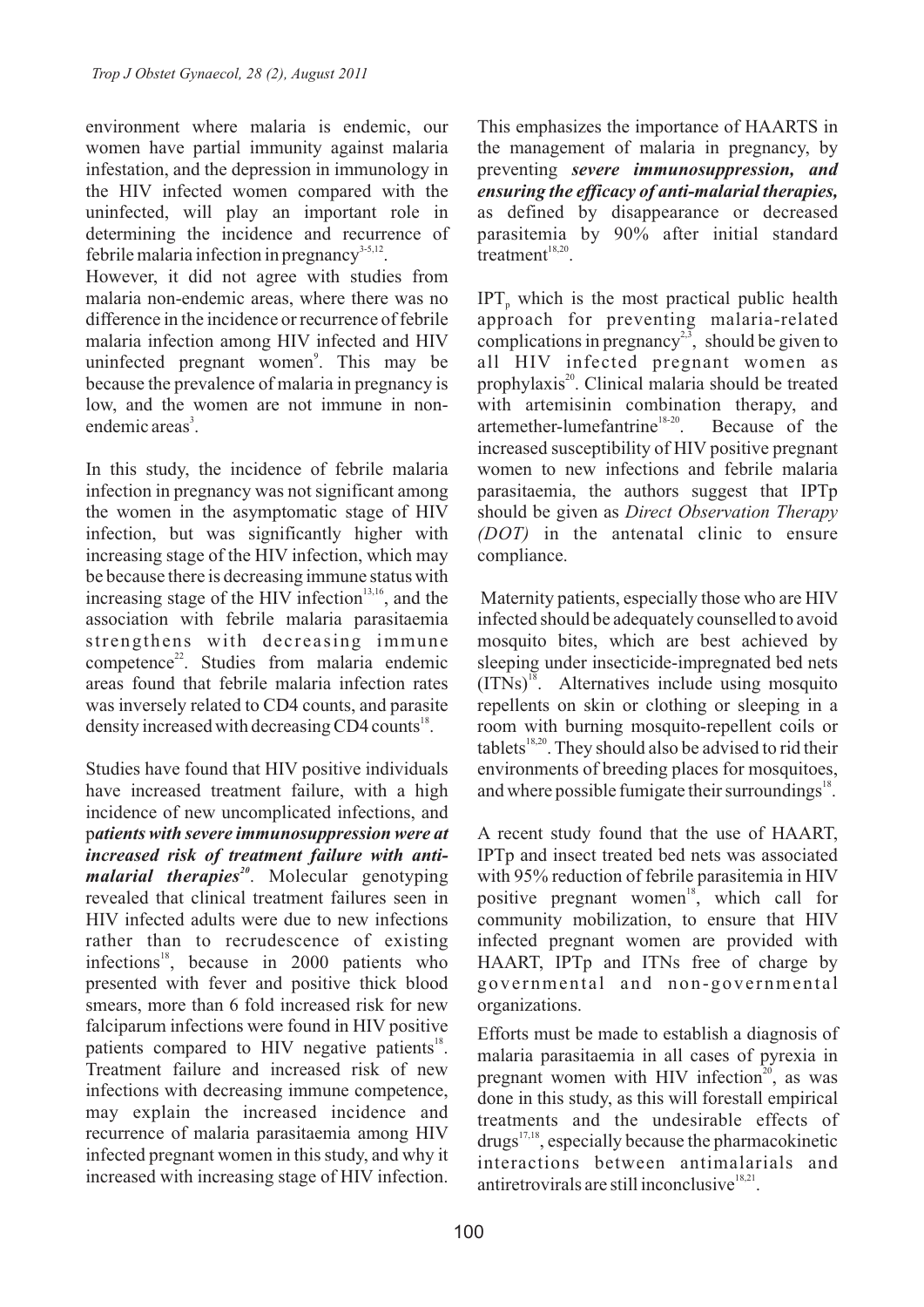environment where malaria is endemic, our women have partial immunity against malaria infestation, and the depression in immunology in the HIV infected women compared with the uninfected, will play an important role in determining the incidence and recurrence of febrile malaria infection in pregnancy[3-5,12].

However, it did not agree with studies from malaria non-endemic areas, where there was no difference in the incidence or recurrence of febrile malaria infection among HIV infected and HIV uninfected pregnant women[9]. This may be because the prevalence of malaria in pregnancy is low, and the women are not immune in non-endemic areas[3].

In this study, the incidence of febrile malaria infection in pregnancy was not significant among the women in the asymptomatic stage of HIV infection, but was significantly higher with increasing stage of the HIV infection, which may be because there is decreasing immune status with increasing stage of the HIV infection[13,16], and the association with febrile malaria parasitaemia strengthens with decreasing immune competence[22]. Studies from malaria endemic areas found that febrile malaria infection rates was inversely related to CD4 counts, and parasite density increased with decreasing CD4 counts[18].

Studies have found that HIV positive individuals have increased treatment failure, with a high incidence of new uncomplicated infections, and p***atients with severe immunosuppression were at increased risk of treatment failure with anti-malarial therapies***[20]. Molecular genotyping revealed that clinical treatment failures seen in HIV infected adults were due to new infections rather than to recrudescence of existing infections[18], because in 2000 patients who presented with fever and positive thick blood smears, more than 6 fold increased risk for new falciparum infections were found in HIV positive patients compared to HIV negative patients[18]. Treatment failure and increased risk of new infections with decreasing immune competence, may explain the increased incidence and recurrence of malaria parasitaemia among HIV infected pregnant women in this study, and why it increased with increasing stage of HIV infection.

This emphasizes the importance of HAARTS in the management of malaria in pregnancy, by preventing ***severe immunosuppression, and ensuring the efficacy of anti-malarial therapies,*** as defined by disappearance or decreased parasitemia by 90% after initial standard treatment[18,20].

$IPT_p$ which is the most practical public health approach for preventing malaria-related complications in pregnancy[2,3], should be given to all HIV infected pregnant women as prophylaxis[20]. Clinical malaria should be treated with artemisinin combination therapy, and artemether-lumefantrine[18-20]. Because of the increased susceptibility of HIV positive pregnant women to new infections and febrile malaria parasitaemia, the authors suggest that IPTp should be given as *Direct Observation Therapy (DOT)* in the antenatal clinic to ensure compliance.

Maternity patients, especially those who are HIV infected should be adequately counselled to avoid mosquito bites, which are best achieved by sleeping under insecticide-impregnated bed nets (ITNs)[18]. Alternatives include using mosquito repellents on skin or clothing or sleeping in a room with burning mosquito-repellent coils or tablets[18,20]. They should also be advised to rid their environments of breeding places for mosquitoes, and where possible fumigate their surroundings[18].

A recent study found that the use of HAART, IPTp and insect treated bed nets was associated with 95% reduction of febrile parasitemia in HIV positive pregnant women[18], which call for community mobilization, to ensure that HIV infected pregnant women are provided with HAART, IPTp and ITNs free of charge by governmental and non-governmental organizations.

Efforts must be made to establish a diagnosis of malaria parasitaemia in all cases of pyrexia in pregnant women with HIV infection[20], as was done in this study, as this will forestall empirical treatments and the undesirable effects of drugs[17,18], especially because the pharmacokinetic interactions between antimalarials and antiretrovirals are still inconclusive[18,21].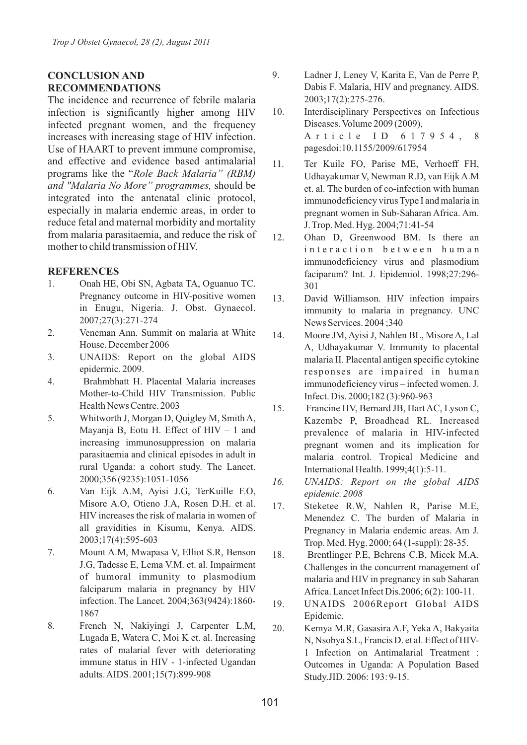## CONCLUSION AND RECOMMENDATIONS

The incidence and recurrence of febrile malaria infection is significantly higher among HIV infected pregnant women, and the frequency increases with increasing stage of HIV infection. Use of HAART to prevent immune compromise, and effective and evidence based antimalarial programs like the "*Role Back Malaria" (RBM) and "Malaria No More" programmes,* should be integrated into the antenatal clinic protocol, especially in malaria endemic areas, in order to reduce fetal and maternal morbidity and mortality from malaria parasitaemia, and reduce the risk of mother to child transmission of HIV.

## REFERENCES

1. Onah HE, Obi SN, Agbata TA, Oguanuo TC. Pregnancy outcome in HIV-positive women in Enugu, Nigeria. J. Obst. Gynaecol. 2007;27(3):271-274
2. Veneman Ann. Summit on malaria at White House. December 2006
3. UNAIDS: Report on the global AIDS epidermic. 2009.
4. Brahmbhatt H. Placental Malaria increases Mother-to-Child HIV Transmission. Public Health News Centre. 2003
5. Whitworth J, Morgan D, Quigley M, Smith A, Mayanja B, Eotu H. Effect of HIV – 1 and increasing immunosuppression on malaria parasitaemia and clinical episodes in adult in rural Uganda: a cohort study. The Lancet. 2000;356 (9235):1051-1056
6. Van Eijk A.M, Ayisi J.G, TerKuille F.O, Misore A.O, Otieno J.A, Rosen D.H. et al. HIV increases the risk of malaria in women of all gravidities in Kisumu, Kenya. AIDS. 2003;17(4):595-603
7. Mount A.M, Mwapasa V, Elliot S.R, Benson J.G, Tadesse E, Lema V.M. et. al. Impairment of humoral immunity to plasmodium falciparum malaria in pregnancy by HIV infection. The Lancet. 2004;363(9424):1860-1867
8. French N, Nakiyingi J, Carpenter L.M, Lugada E, Watera C, Moi K et. al. Increasing rates of malarial fever with deteriorating immune status in HIV - 1-infected Ugandan adults. AIDS. 2001;15(7):899-908
9. Ladner J, Leney V, Karita E, Van de Perre P, Dabis F. Malaria, HIV and pregnancy. AIDS. 2003;17(2):275-276.
10. Interdisciplinary Perspectives on Infectious Diseases. Volume 2009 (2009), Article ID 617954, 8 pagesdoi:10.1155/2009/617954
11. Ter Kuile FO, Parise ME, Verhoeff FH, Udhayakumar V, Newman R.D, van Eijk A.M et. al. The burden of co-infection with human immunodeficiency virus Type I and malaria in pregnant women in Sub-Saharan Africa. Am. J. Trop. Med. Hyg. 2004;71:41-54
12. Ohan D, Greenwood BM. Is there an interaction between human immunodeficiency virus and plasmodium faciparum? Int. J. Epidemiol. 1998;27:296-301
13. David Williamson. HIV infection impairs immunity to malaria in pregnancy. UNC News Services. 2004 ;340
14. Moore JM, Ayisi J, Nahlen BL, Misore A, Lal A, Udhayakumar V. Immunity to placental malaria II. Placental antigen specific cytokine responses are impaired in human immunodeficiency virus – infected women. J. Infect. Dis. 2000;182 (3):960-963
15. Francine HV, Bernard JB, Hart AC, Lyson C, Kazembe P, Broadhead RL. Increased prevalence of malaria in HIV-infected pregnant women and its implication for malaria control. Tropical Medicine and International Health. 1999;4(1):5-11.
16. *UNAIDS: Report on the global AIDS epidemic. 2008*
17. Steketee R.W, Nahlen R, Parise M.E, Menendez C. The burden of Malaria in Pregnancy in Malaria endemic areas. Am J. Trop. Med. Hyg. 2000; 64 (1-suppl): 28-35.
18. Brentlinger P.E, Behrens C.B, Micek M.A. Challenges in the concurrent management of malaria and HIV in pregnancy in sub Saharan Africa. Lancet Infect Dis.2006; 6(2): 100-11.
19. UNAIDS 2006Report Global AIDS Epidemic.
20. Kemya M.R, Gasasira A.F, Yeka A, Bakyaita N, Nsobya S.L, Francis D. et al. Effect of HIV-1 Infection on Antimalarial Treatment : Outcomes in Uganda: A Population Based Study.JID. 2006: 193: 9-15.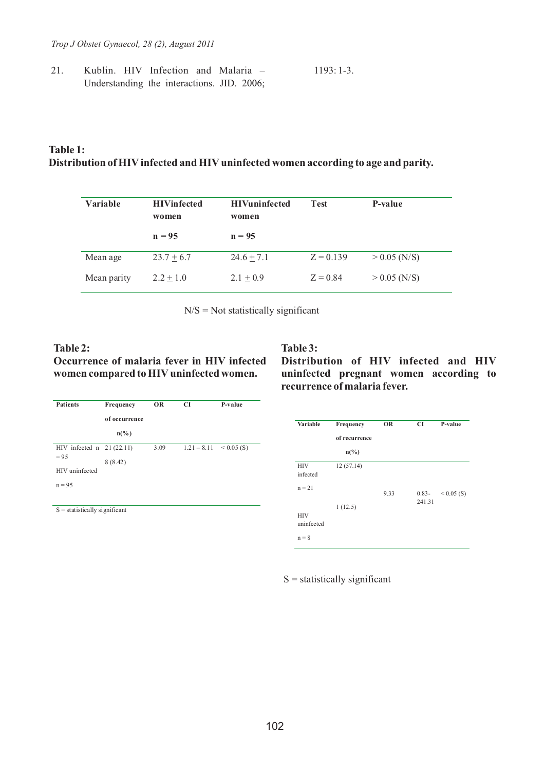21. Kublin. HIV Infection and Malaria – Understanding the interactions. JID. 2006; 1193: 1-3.

**Table 1:**
**Distribution of HIV infected and HIV uninfected women according to age and parity.**

| Variable | HIVinfected women n = 95 | HIVuninfected women n = 95 | Test | P-value |
|---|---|---|---|---|
| Mean age | 23.7 ± 6.7 | 24.6 ± 7.1 | Z = 0.139 | > 0.05 (N/S) |
| Mean parity | 2.2 ± 1.0 | 2.1 ± 0.9 | Z = 0.84 | > 0.05 (N/S) |

N/S = Not statistically significant

**Table 2:**
**Occurrence of malaria fever in HIV infected women compared to HIV uninfected women.**

| Patients | Frequency of occurrence n(%) | OR | CI | P-value |
|---|---|---|---|---|
| HIV infected n = 95 | 21 (22.11) | 3.09 | 1.21 – 8.11 | < 0.05 (S) |
| HIV uninfected n = 95 | 8 (8.42) | | | |

S = statistically significant

**Table 3:**
**Distribution of HIV infected and HIV uninfected pregnant women according to recurrence of malaria fever.**

| Variable | Frequency of recurrence n(%) | OR | CI | P-value |
|---|---|---|---|---|
| HIV infected n = 21 | 12 (57.14) | 9.33 | 0.83-241.31 | < 0.05 (S) |
| HIV uninfected n = 8 | 1 (12.5) | | | |

S = statistically significant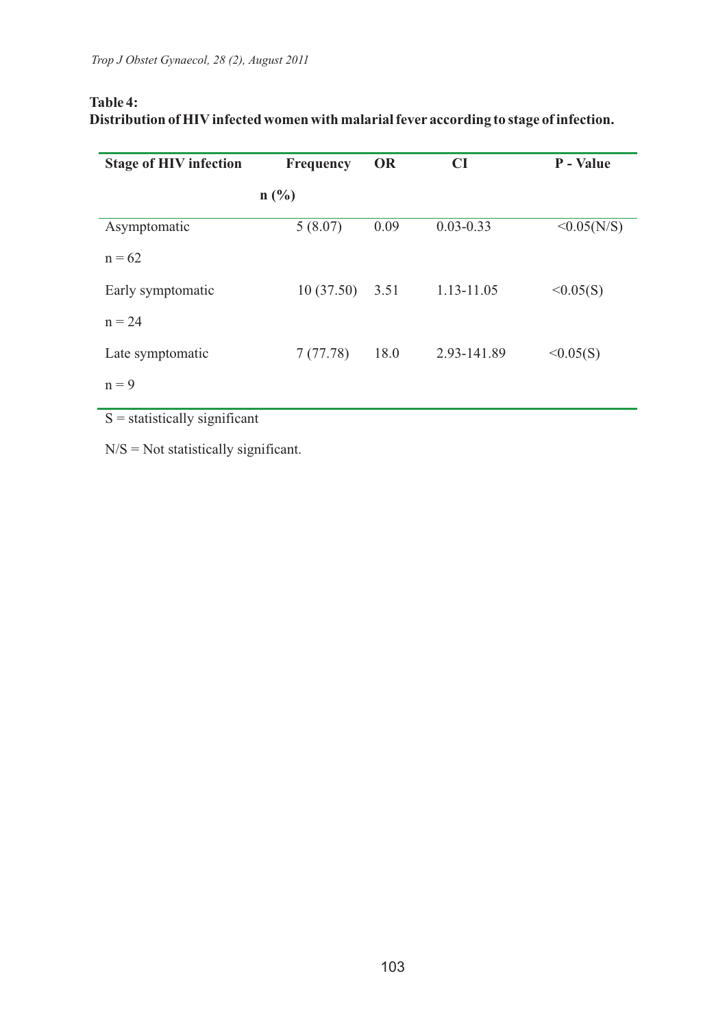**Table 4:**
**Distribution of HIV infected women with malarial fever according to stage of infection.**

| Stage of HIV infection | Frequency n (%) | OR | CI | P - Value |
|---|---|---|---|---|
| Asymptomatic n = 62 | 5 (8.07) | 0.09 | 0.03-0.33 | <0.05(N/S) |
| Early symptomatic n = 24 | 10 (37.50) | 3.51 | 1.13-11.05 | <0.05(S) |
| Late symptomatic n = 9 | 7 (77.78) | 18.0 | 2.93-141.89 | <0.05(S) |

S = statistically significant

N/S = Not statistically significant.